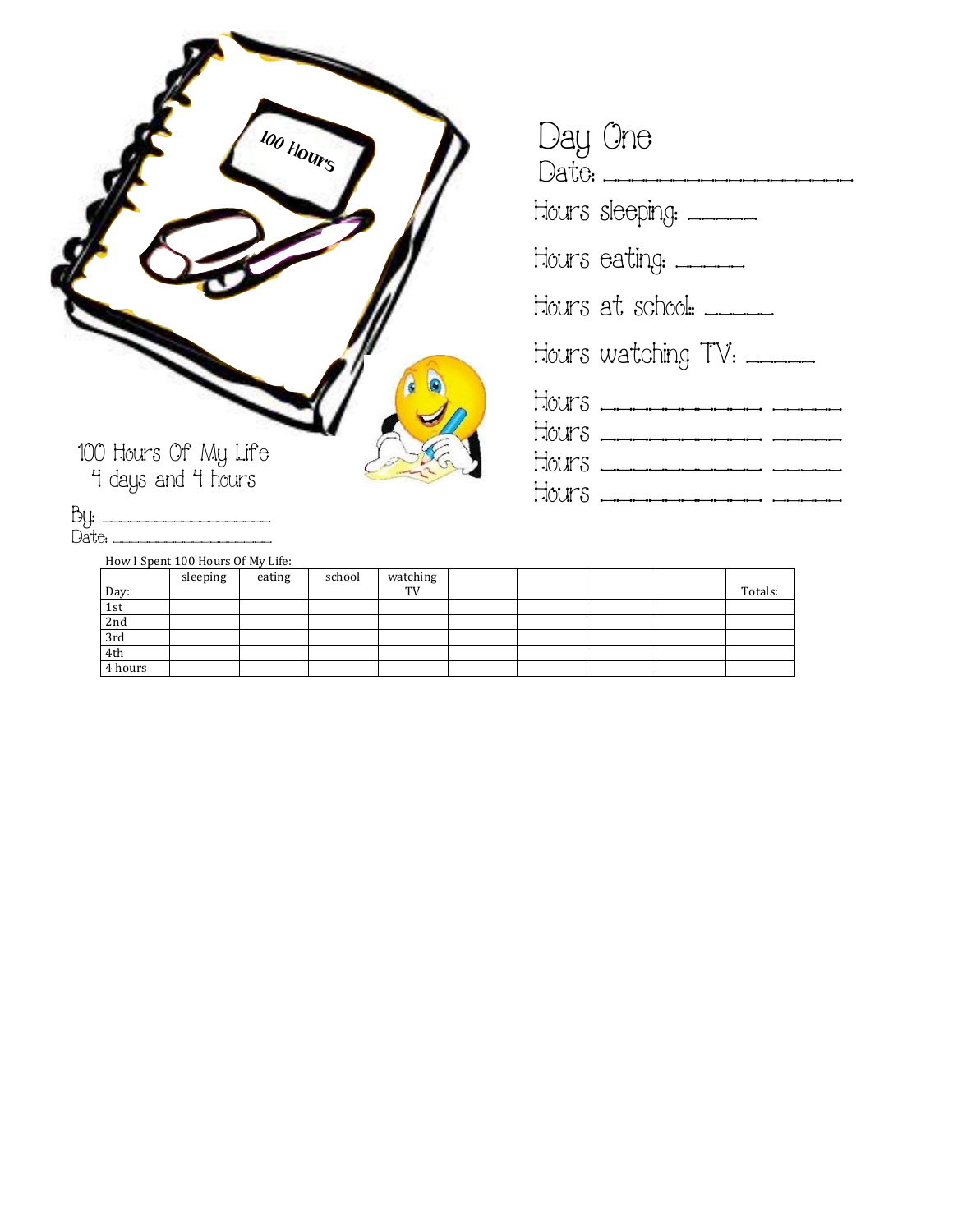100 Hours Of My Life
4 days and 4 hours

By: ____________________
Date: ____________________

# Day One

Date: ______________________

Hours sleeping: ______

Hours eating: ______

Hours at school: ______

Hours watching TV: ______

Hours ____________ ______
Hours ____________ ______
Hours ____________ ______
Hours ____________ ______

How I Spent 100 Hours Of My Life:

| Day: | sleeping | eating | school | watching TV | | | | | Totals: |
|---|---|---|---|---|---|---|---|---|---|
| 1st | | | | | | | | | |
| 2nd | | | | | | | | | |
| 3rd | | | | | | | | | |
| 4th | | | | | | | | | |
| 4 hours | | | | | | | | | |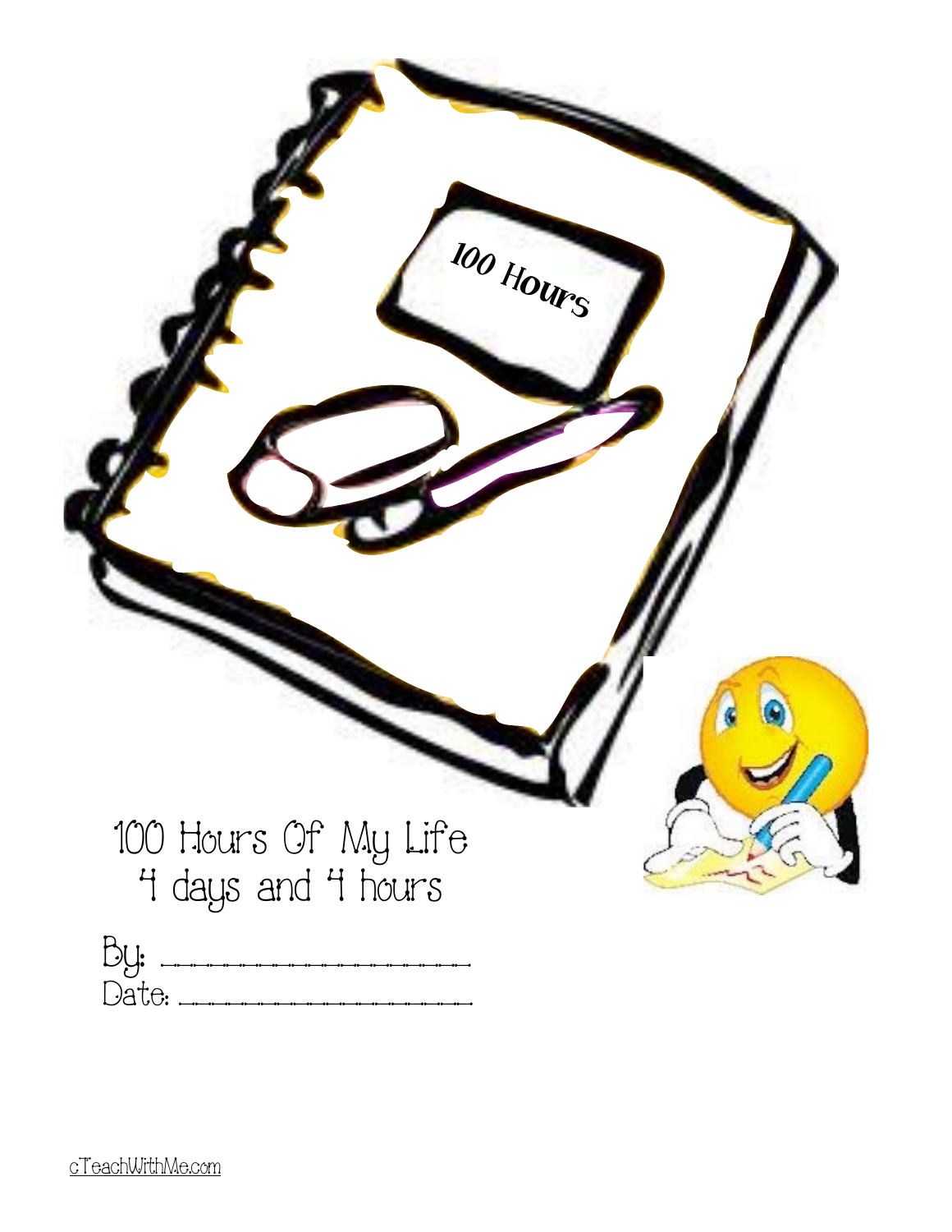100 Hours

# 100 Hours Of My Life
## 4 days and 4 hours

By: ______________________

Date: ______________________

cTeachWithMe.com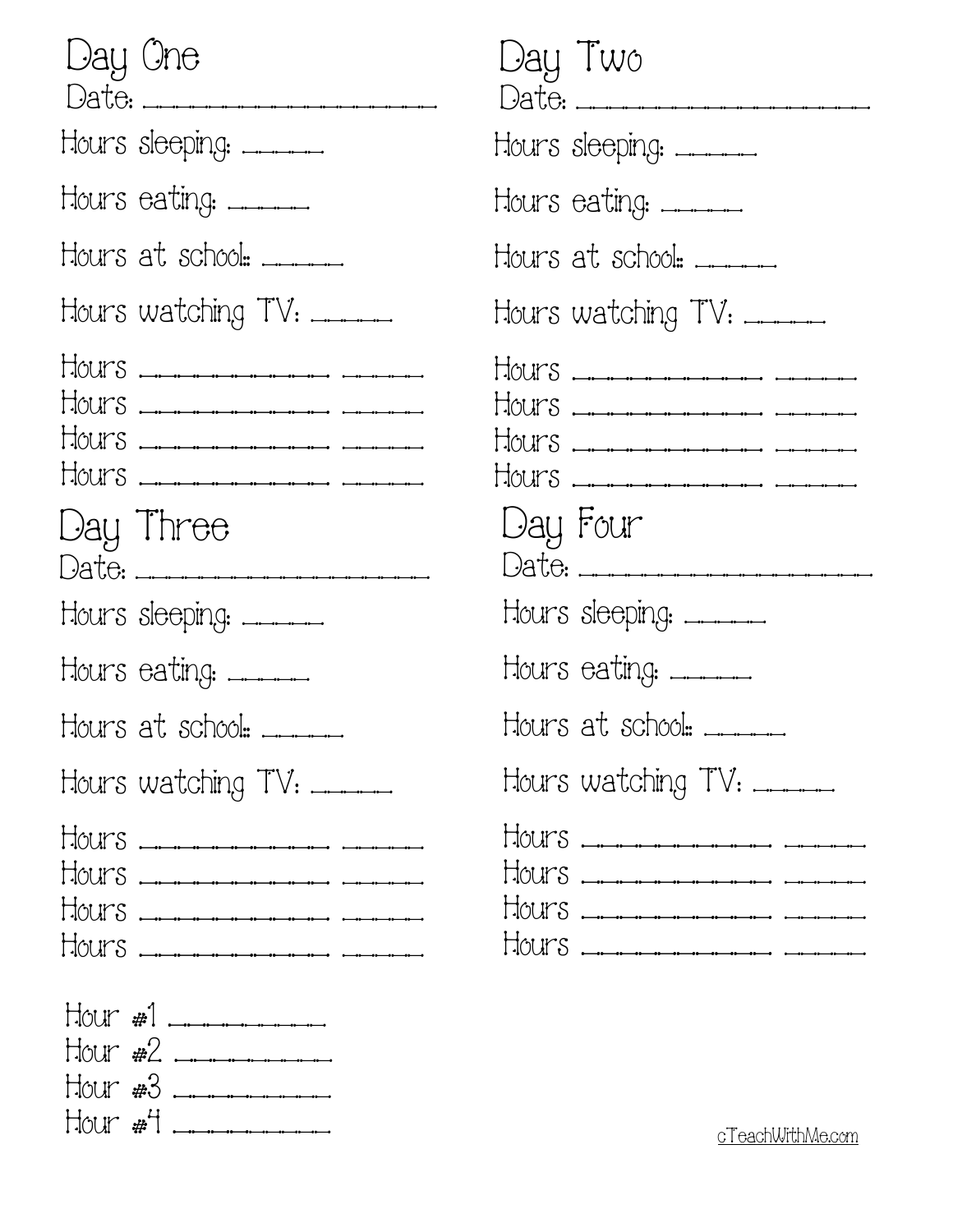## Day One

Date: ____________________

Hours sleeping: ______

Hours eating: ______

Hours at school:: ______

Hours watching TV: ______

Hours ____________ ______
Hours ____________ ______
Hours ____________ ______
Hours ____________ ______

## Day Two

Date: ____________________

Hours sleeping: ______

Hours eating: ______

Hours at school:: ______

Hours watching TV: ______

Hours ____________ ______
Hours ____________ ______
Hours ____________ ______
Hours ____________ ______

## Day Three

Date: ____________________

Hours sleeping: ______

Hours eating: ______

Hours at school:: ______

Hours watching TV: ______

Hours ____________ ______
Hours ____________ ______
Hours ____________ ______
Hours ____________ ______

## Day Four

Date: ____________________

Hours sleeping: ______

Hours eating: ______

Hours at school:: ______

Hours watching TV: ______

Hours ____________ ______
Hours ____________ ______
Hours ____________ ______
Hours ____________ ______

Hour #1 __________
Hour #2 __________
Hour #3 __________
Hour #4 __________

cTeachWithMe.com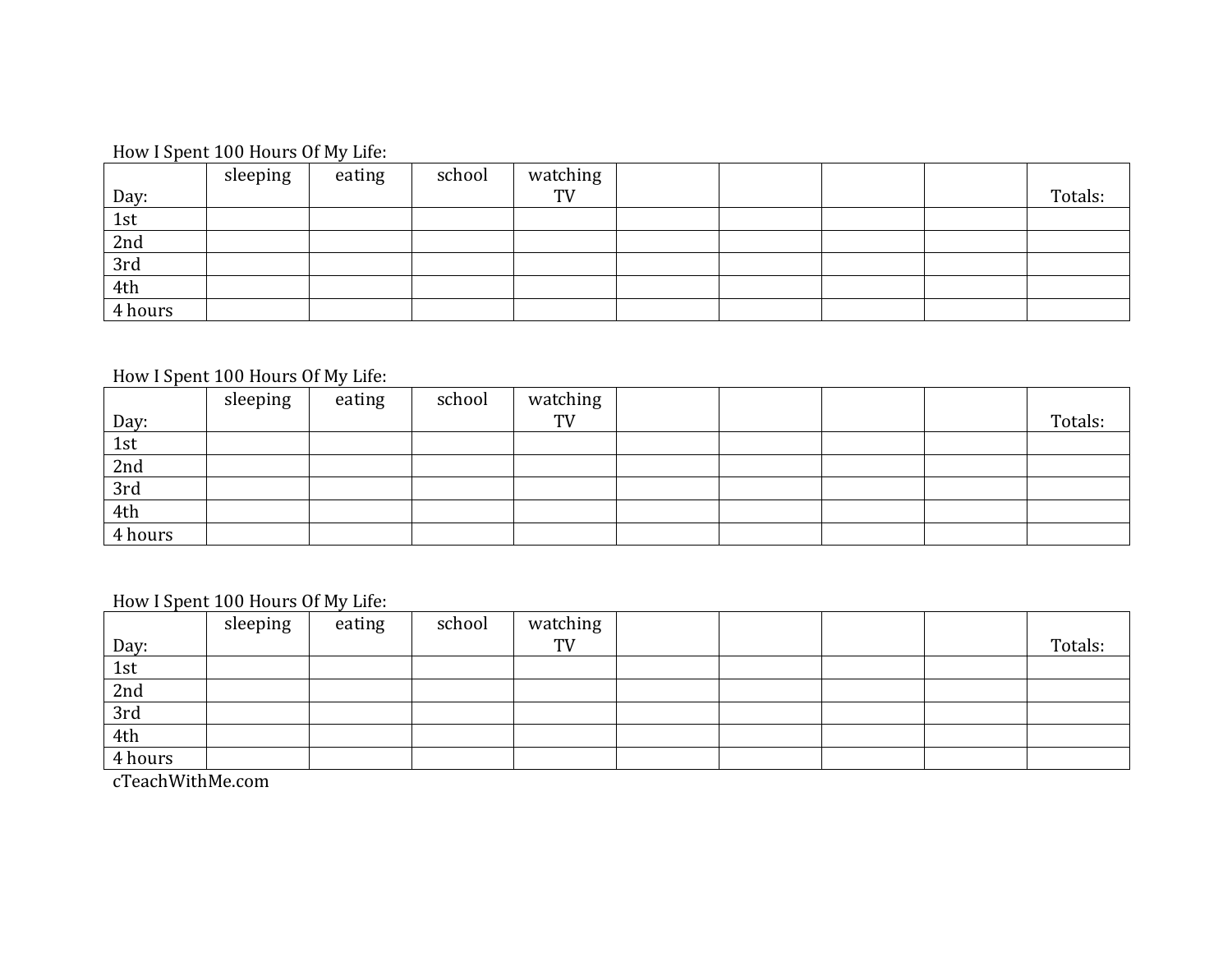How I Spent 100 Hours Of My Life:

| Day: | sleeping | eating | school | watching TV | | | | | Totals: |
|---|---|---|---|---|---|---|---|---|---|
| 1st | | | | | | | | | |
| 2nd | | | | | | | | | |
| 3rd | | | | | | | | | |
| 4th | | | | | | | | | |
| 4 hours | | | | | | | | | |

How I Spent 100 Hours Of My Life:

| Day: | sleeping | eating | school | watching TV | | | | | Totals: |
|---|---|---|---|---|---|---|---|---|---|
| 1st | | | | | | | | | |
| 2nd | | | | | | | | | |
| 3rd | | | | | | | | | |
| 4th | | | | | | | | | |
| 4 hours | | | | | | | | | |

How I Spent 100 Hours Of My Life:

| Day: | sleeping | eating | school | watching TV | | | | | Totals: |
|---|---|---|---|---|---|---|---|---|---|
| 1st | | | | | | | | | |
| 2nd | | | | | | | | | |
| 3rd | | | | | | | | | |
| 4th | | | | | | | | | |
| 4 hours | | | | | | | | | |

cTeachWithMe.com